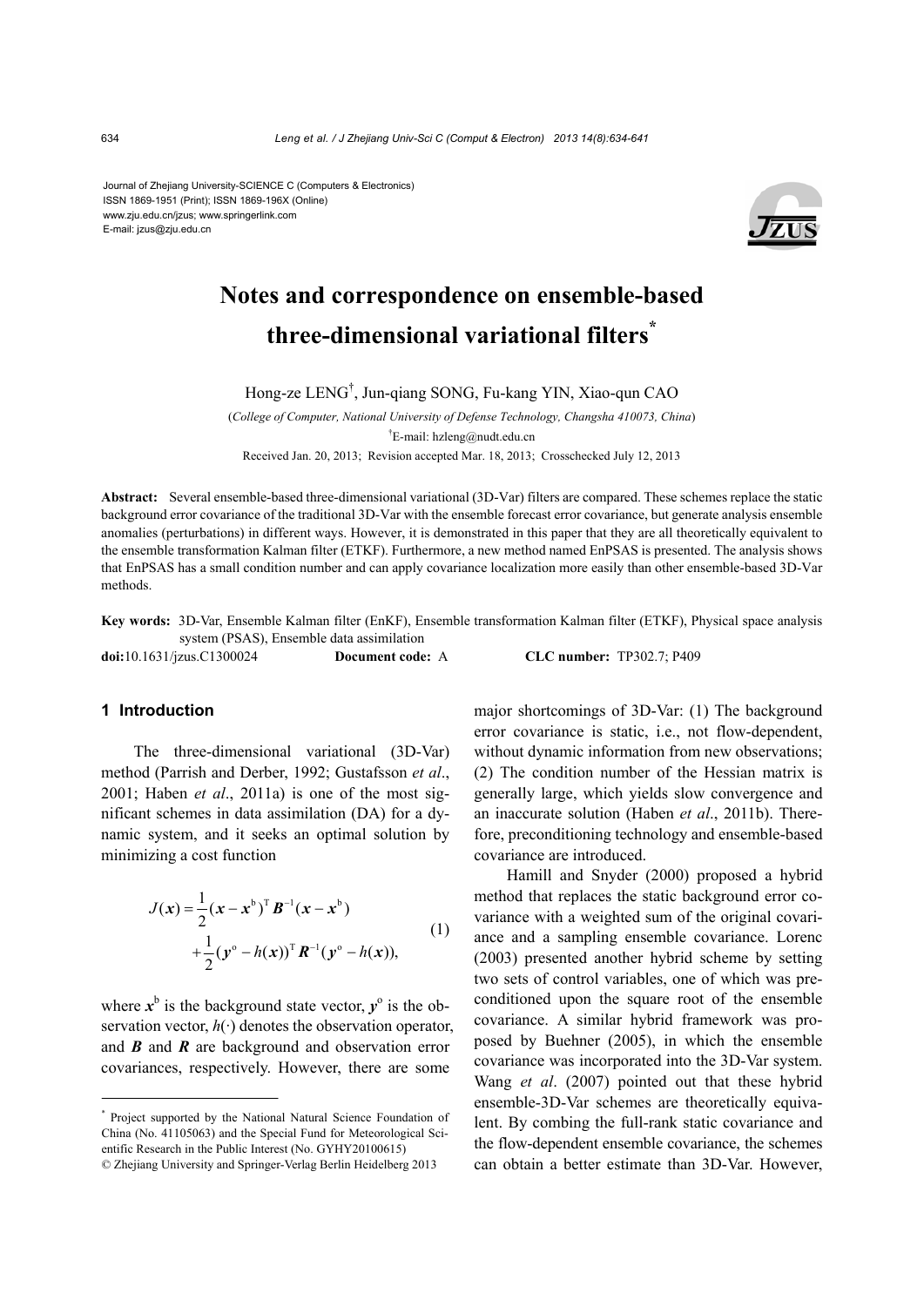Journal of Zhejiang University-SCIENCE C (Computers & Electronics)
ISSN 1869-1951 (Print); ISSN 1869-196X (Online)
www.zju.edu.cn/jzus; www.springerlink.com
E-mail: jzus@zju.edu.cn

# Notes and correspondence on ensemble-based three-dimensional variational filters*

Hong-ze LENG†, Jun-qiang SONG, Fu-kang YIN, Xiao-qun CAO

(*College of Computer, National University of Defense Technology, Changsha 410073, China*)

†E-mail: hzleng@nudt.edu.cn

Received Jan. 20, 2013; Revision accepted Mar. 18, 2013; Crosschecked July 12, 2013

**Abstract:** Several ensemble-based three-dimensional variational (3D-Var) filters are compared. These schemes replace the static background error covariance of the traditional 3D-Var with the ensemble forecast error covariance, but generate analysis ensemble anomalies (perturbations) in different ways. However, it is demonstrated in this paper that they are all theoretically equivalent to the ensemble transformation Kalman filter (ETKF). Furthermore, a new method named EnPSAS is presented. The analysis shows that EnPSAS has a small condition number and can apply covariance localization more easily than other ensemble-based 3D-Var methods.

**Key words:** 3D-Var, Ensemble Kalman filter (EnKF), Ensemble transformation Kalman filter (ETKF), Physical space analysis system (PSAS), Ensemble data assimilation

**doi:**10.1631/jzus.C1300024 **Document code:** A **CLC number:** TP302.7; P409

## 1 Introduction

The three-dimensional variational (3D-Var) method (Parrish and Derber, 1992; Gustafsson *et al*., 2001; Haben *et al*., 2011a) is one of the most significant schemes in data assimilation (DA) for a dynamic system, and it seeks an optimal solution by minimizing a cost function

$$
J(\boldsymbol{x}) = \frac{1}{2}(\boldsymbol{x}-\boldsymbol{x}^{\mathrm{b}})^{\mathrm{T}}\boldsymbol{B}^{-1}(\boldsymbol{x}-\boldsymbol{x}^{\mathrm{b}}) + \frac{1}{2}(\boldsymbol{y}^{\mathrm{o}}-h(\boldsymbol{x}))^{\mathrm{T}}\boldsymbol{R}^{-1}(\boldsymbol{y}^{\mathrm{o}}-h(\boldsymbol{x})), \tag{1}
$$

where $\boldsymbol{x}^{\mathrm{b}}$ is the background state vector, $\boldsymbol{y}^{\mathrm{o}}$ is the observation vector, $h(\cdot)$ denotes the observation operator, and $\boldsymbol{B}$ and $\boldsymbol{R}$ are background and observation error covariances, respectively. However, there are some major shortcomings of 3D-Var: (1) The background error covariance is static, i.e., not flow-dependent, without dynamic information from new observations; (2) The condition number of the Hessian matrix is generally large, which yields slow convergence and an inaccurate solution (Haben *et al*., 2011b). Therefore, preconditioning technology and ensemble-based covariance are introduced.

Hamill and Snyder (2000) proposed a hybrid method that replaces the static background error covariance with a weighted sum of the original covariance and a sampling ensemble covariance. Lorenc (2003) presented another hybrid scheme by setting two sets of control variables, one of which was preconditioned upon the square root of the ensemble covariance. A similar hybrid framework was proposed by Buehner (2005), in which the ensemble covariance was incorporated into the 3D-Var system. Wang *et al*. (2007) pointed out that these hybrid ensemble-3D-Var schemes are theoretically equivalent. By combing the full-rank static covariance and the flow-dependent ensemble covariance, the schemes can obtain a better estimate than 3D-Var. However,

---

* Project supported by the National Natural Science Foundation of China (No. 41105063) and the Special Fund for Meteorological Scientific Research in the Public Interest (No. GYHY20100615)

© Zhejiang University and Springer-Verlag Berlin Heidelberg 2013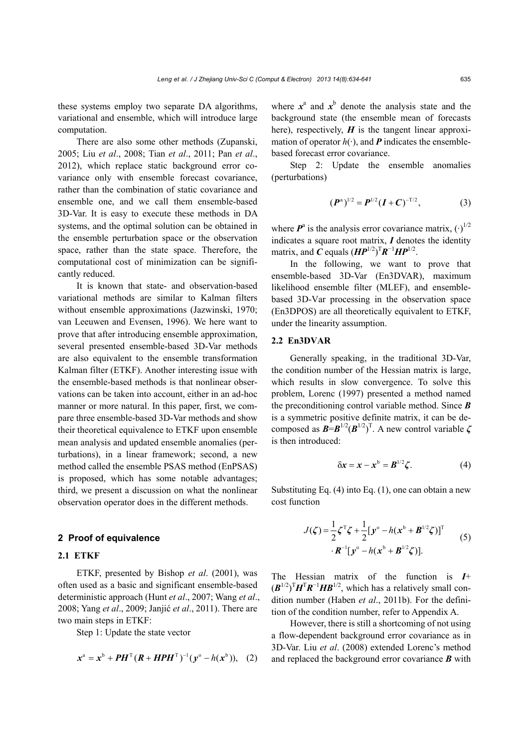these systems employ two separate DA algorithms, variational and ensemble, which will introduce large computation.

There are also some other methods (Zupanski, 2005; Liu *et al*., 2008; Tian *et al*., 2011; Pan *et al*., 2012), which replace static background error covariance only with ensemble forecast covariance, rather than the combination of static covariance and ensemble one, and we call them ensemble-based 3D-Var. It is easy to execute these methods in DA systems, and the optimal solution can be obtained in the ensemble perturbation space or the observation space, rather than the state space. Therefore, the computational cost of minimization can be significantly reduced.

It is known that state- and observation-based variational methods are similar to Kalman filters without ensemble approximations (Jazwinski, 1970; van Leeuwen and Evensen, 1996). We here want to prove that after introducing ensemble approximation, several presented ensemble-based 3D-Var methods are also equivalent to the ensemble transformation Kalman filter (ETKF). Another interesting issue with the ensemble-based methods is that nonlinear observations can be taken into account, either in an ad-hoc manner or more natural. In this paper, first, we compare three ensemble-based 3D-Var methods and show their theoretical equivalence to ETKF upon ensemble mean analysis and updated ensemble anomalies (perturbations), in a linear framework; second, a new method called the ensemble PSAS method (EnPSAS) is proposed, which has some notable advantages; third, we present a discussion on what the nonlinear observation operator does in the different methods.

## 2 Proof of equivalence

### 2.1 ETKF

ETKF, presented by Bishop *et al*. (2001), was often used as a basic and significant ensemble-based deterministic approach (Hunt *et al*., 2007; Wang *et al*., 2008; Yang *et al*., 2009; Janjić *et al*., 2011). There are two main steps in ETKF:

Step 1: Update the state vector

$$\boldsymbol{x}^{\mathrm{a}} = \boldsymbol{x}^{\mathrm{b}} + \boldsymbol{P}\boldsymbol{H}^{\mathrm{T}}(\boldsymbol{R} + \boldsymbol{H}\boldsymbol{P}\boldsymbol{H}^{\mathrm{T}})^{-1}(\boldsymbol{y}^{\mathrm{o}} - h(\boldsymbol{x}^{\mathrm{b}})), \quad (2)$$

where $\boldsymbol{x}^{\mathrm{a}}$ and $\boldsymbol{x}^{\mathrm{b}}$ denote the analysis state and the background state (the ensemble mean of forecasts here), respectively, $\boldsymbol{H}$ is the tangent linear approximation of operator $h(\cdot)$, and $\boldsymbol{P}$ indicates the ensemble-based forecast error covariance.

Step 2: Update the ensemble anomalies (perturbations)

$$(\boldsymbol{P}^{\mathrm{a}})^{1/2} = \boldsymbol{P}^{1/2}(\boldsymbol{I} + \boldsymbol{C})^{-\mathrm{T}/2}, \quad (3)$$

where $\boldsymbol{P}^{\mathrm{a}}$ is the analysis error covariance matrix, $(\cdot)^{1/2}$ indicates a square root matrix, $\boldsymbol{I}$ denotes the identity matrix, and $\boldsymbol{C}$ equals $(\boldsymbol{H}\boldsymbol{P}^{1/2})^{\mathrm{T}}\boldsymbol{R}^{-1}\boldsymbol{H}\boldsymbol{P}^{1/2}$.

In the following, we want to prove that ensemble-based 3D-Var (En3DVAR), maximum likelihood ensemble filter (MLEF), and ensemble-based 3D-Var processing in the observation space (En3DPOS) are all theoretically equivalent to ETKF, under the linearity assumption.

### 2.2 En3DVAR

Generally speaking, in the traditional 3D-Var, the condition number of the Hessian matrix is large, which results in slow convergence. To solve this problem, Lorenc (1997) presented a method named the preconditioning control variable method. Since $\boldsymbol{B}$ is a symmetric positive definite matrix, it can be decomposed as $\boldsymbol{B}=\boldsymbol{B}^{1/2}(\boldsymbol{B}^{1/2})^{\mathrm{T}}$. A new control variable $\boldsymbol{\zeta}$ is then introduced:

$$\delta\boldsymbol{x} = \boldsymbol{x} - \boldsymbol{x}^{\mathrm{b}} = \boldsymbol{B}^{1/2}\boldsymbol{\zeta}. \quad (4)$$

Substituting Eq. (4) into Eq. (1), one can obtain a new cost function

$$J(\boldsymbol{\zeta}) = \frac{1}{2}\boldsymbol{\zeta}^{\mathrm{T}}\boldsymbol{\zeta} + \frac{1}{2}[\boldsymbol{y}^{\mathrm{o}} - h(\boldsymbol{x}^{\mathrm{b}} + \boldsymbol{B}^{1/2}\boldsymbol{\zeta})]^{\mathrm{T}} \cdot \boldsymbol{R}^{-1}[\boldsymbol{y}^{\mathrm{o}} - h(\boldsymbol{x}^{\mathrm{b}} + \boldsymbol{B}^{1/2}\boldsymbol{\zeta})]. \quad (5)$$

The Hessian matrix of the function is $\boldsymbol{I}+(\boldsymbol{B}^{1/2})^{\mathrm{T}}\boldsymbol{H}^{\mathrm{T}}\boldsymbol{R}^{-1}\boldsymbol{H}\boldsymbol{B}^{1/2}$, which has a relatively small condition number (Haben *et al*., 2011b). For the definition of the condition number, refer to Appendix A.

However, there is still a shortcoming of not using a flow-dependent background error covariance as in 3D-Var. Liu *et al*. (2008) extended Lorenc's method and replaced the background error covariance $\boldsymbol{B}$ with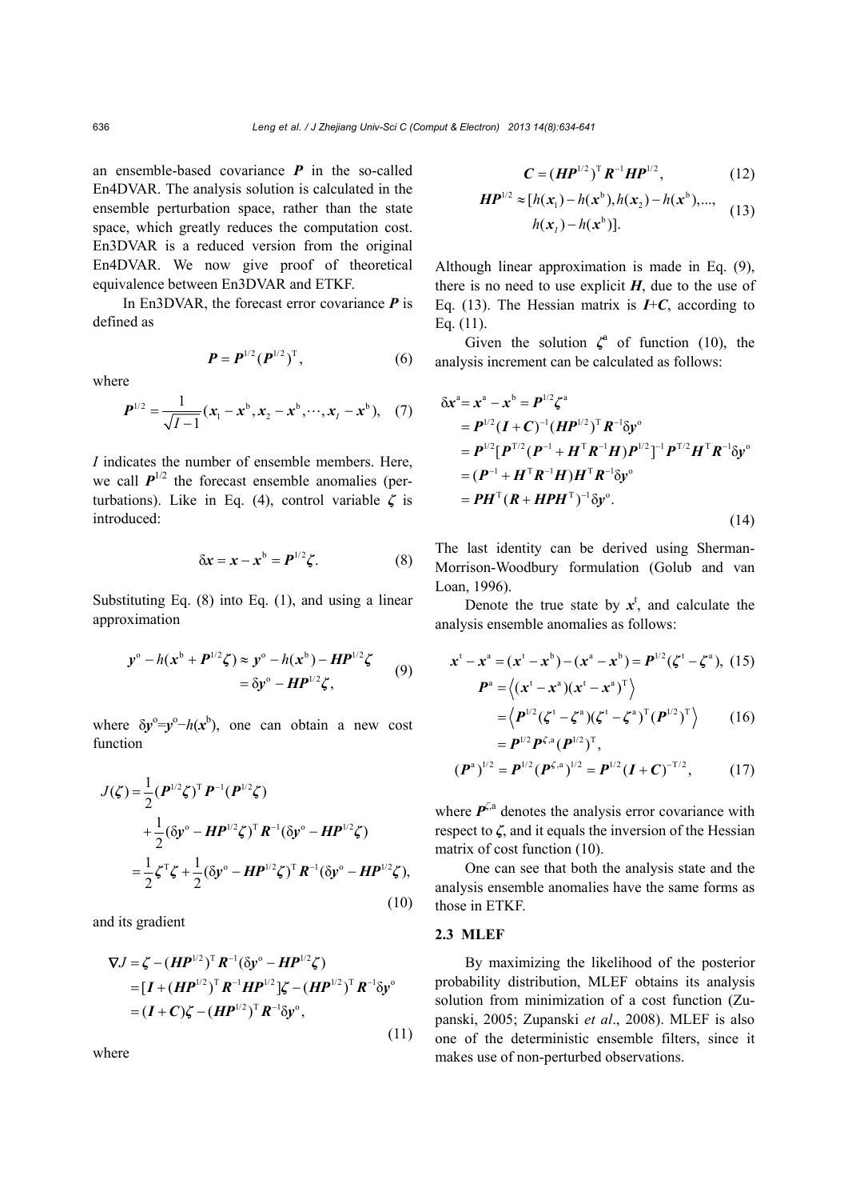an ensemble-based covariance $\boldsymbol{P}$ in the so-called En4DVAR. The analysis solution is calculated in the ensemble perturbation space, rather than the state space, which greatly reduces the computation cost. En3DVAR is a reduced version from the original En4DVAR. We now give proof of theoretical equivalence between En3DVAR and ETKF.

In En3DVAR, the forecast error covariance $\boldsymbol{P}$ is defined as

$$\boldsymbol{P} = \boldsymbol{P}^{1/2}(\boldsymbol{P}^{1/2})^{\mathrm{T}}, \tag{6}$$

where

$$\boldsymbol{P}^{1/2} = \frac{1}{\sqrt{I-1}}(\boldsymbol{x}_1 - \boldsymbol{x}^{\mathrm{b}}, \boldsymbol{x}_2 - \boldsymbol{x}^{\mathrm{b}}, \cdots, \boldsymbol{x}_I - \boldsymbol{x}^{\mathrm{b}}), \tag{7}$$

$I$ indicates the number of ensemble members. Here, we call $\boldsymbol{P}^{1/2}$ the forecast ensemble anomalies (perturbations). Like in Eq. (4), control variable $\boldsymbol{\zeta}$ is introduced:

$$\delta\boldsymbol{x} = \boldsymbol{x} - \boldsymbol{x}^{\mathrm{b}} = \boldsymbol{P}^{1/2}\boldsymbol{\zeta}. \tag{8}$$

Substituting Eq. (8) into Eq. (1), and using a linear approximation

$$\begin{aligned}\boldsymbol{y}^{\mathrm{o}} - h(\boldsymbol{x}^{\mathrm{b}} + \boldsymbol{P}^{1/2}\boldsymbol{\zeta}) &\approx \boldsymbol{y}^{\mathrm{o}} - h(\boldsymbol{x}^{\mathrm{b}}) - \boldsymbol{H}\boldsymbol{P}^{1/2}\boldsymbol{\zeta} \\ &= \delta\boldsymbol{y}^{\mathrm{o}} - \boldsymbol{H}\boldsymbol{P}^{1/2}\boldsymbol{\zeta},\end{aligned} \tag{9}$$

where $\delta\boldsymbol{y}^{\mathrm{o}}=\boldsymbol{y}^{\mathrm{o}}-h(\boldsymbol{x}^{\mathrm{b}})$, one can obtain a new cost function

$$\begin{aligned}J(\boldsymbol{\zeta}) &= \frac{1}{2}(\boldsymbol{P}^{1/2}\boldsymbol{\zeta})^{\mathrm{T}}\boldsymbol{P}^{-1}(\boldsymbol{P}^{1/2}\boldsymbol{\zeta}) \\ &\quad + \frac{1}{2}(\delta\boldsymbol{y}^{\mathrm{o}} - \boldsymbol{H}\boldsymbol{P}^{1/2}\boldsymbol{\zeta})^{\mathrm{T}}\boldsymbol{R}^{-1}(\delta\boldsymbol{y}^{\mathrm{o}} - \boldsymbol{H}\boldsymbol{P}^{1/2}\boldsymbol{\zeta}) \\ &= \frac{1}{2}\boldsymbol{\zeta}^{\mathrm{T}}\boldsymbol{\zeta} + \frac{1}{2}(\delta\boldsymbol{y}^{\mathrm{o}} - \boldsymbol{H}\boldsymbol{P}^{1/2}\boldsymbol{\zeta})^{\mathrm{T}}\boldsymbol{R}^{-1}(\delta\boldsymbol{y}^{\mathrm{o}} - \boldsymbol{H}\boldsymbol{P}^{1/2}\boldsymbol{\zeta}),\end{aligned} \tag{10}$$

and its gradient

$$\begin{aligned}\nabla J &= \boldsymbol{\zeta} - (\boldsymbol{H}\boldsymbol{P}^{1/2})^{\mathrm{T}}\boldsymbol{R}^{-1}(\delta\boldsymbol{y}^{\mathrm{o}} - \boldsymbol{H}\boldsymbol{P}^{1/2}\boldsymbol{\zeta}) \\ &= [\boldsymbol{I} + (\boldsymbol{H}\boldsymbol{P}^{1/2})^{\mathrm{T}}\boldsymbol{R}^{-1}\boldsymbol{H}\boldsymbol{P}^{1/2}]\boldsymbol{\zeta} - (\boldsymbol{H}\boldsymbol{P}^{1/2})^{\mathrm{T}}\boldsymbol{R}^{-1}\delta\boldsymbol{y}^{\mathrm{o}} \\ &= (\boldsymbol{I} + \boldsymbol{C})\boldsymbol{\zeta} - (\boldsymbol{H}\boldsymbol{P}^{1/2})^{\mathrm{T}}\boldsymbol{R}^{-1}\delta\boldsymbol{y}^{\mathrm{o}},\end{aligned} \tag{11}$$

where

$$\boldsymbol{C} = (\boldsymbol{H}\boldsymbol{P}^{1/2})^{\mathrm{T}}\boldsymbol{R}^{-1}\boldsymbol{H}\boldsymbol{P}^{1/2}, \tag{12}$$

$$\begin{aligned}\boldsymbol{H}\boldsymbol{P}^{1/2} \approx [&h(\boldsymbol{x}_1) - h(\boldsymbol{x}^{\mathrm{b}}), h(\boldsymbol{x}_2) - h(\boldsymbol{x}^{\mathrm{b}}), ..., \\ &h(\boldsymbol{x}_I) - h(\boldsymbol{x}^{\mathrm{b}})].\end{aligned} \tag{13}$$

Although linear approximation is made in Eq. (9), there is no need to use explicit $\boldsymbol{H}$, due to the use of Eq. (13). The Hessian matrix is $\boldsymbol{I}$+$\boldsymbol{C}$, according to Eq. (11).

Given the solution $\boldsymbol{\zeta}^{\mathrm{a}}$ of function (10), the analysis increment can be calculated as follows:

$$\begin{aligned}\delta\boldsymbol{x}^{\mathrm{a}} &= \boldsymbol{x}^{\mathrm{a}} - \boldsymbol{x}^{\mathrm{b}} = \boldsymbol{P}^{1/2}\boldsymbol{\zeta}^{\mathrm{a}} \\ &= \boldsymbol{P}^{1/2}(\boldsymbol{I} + \boldsymbol{C})^{-1}(\boldsymbol{H}\boldsymbol{P}^{1/2})^{\mathrm{T}}\boldsymbol{R}^{-1}\delta\boldsymbol{y}^{\mathrm{o}} \\ &= \boldsymbol{P}^{1/2}[\boldsymbol{P}^{\mathrm{T}/2}(\boldsymbol{P}^{-1} + \boldsymbol{H}^{\mathrm{T}}\boldsymbol{R}^{-1}\boldsymbol{H})\boldsymbol{P}^{1/2}]^{-1}\boldsymbol{P}^{\mathrm{T}/2}\boldsymbol{H}^{\mathrm{T}}\boldsymbol{R}^{-1}\delta\boldsymbol{y}^{\mathrm{o}} \\ &= (\boldsymbol{P}^{-1} + \boldsymbol{H}^{\mathrm{T}}\boldsymbol{R}^{-1}\boldsymbol{H})\boldsymbol{H}^{\mathrm{T}}\boldsymbol{R}^{-1}\delta\boldsymbol{y}^{\mathrm{o}} \\ &= \boldsymbol{P}\boldsymbol{H}^{\mathrm{T}}(\boldsymbol{R} + \boldsymbol{H}\boldsymbol{P}\boldsymbol{H}^{\mathrm{T}})^{-1}\delta\boldsymbol{y}^{\mathrm{o}}.\end{aligned} \tag{14}$$

The last identity can be derived using Sherman-Morrison-Woodbury formulation (Golub and van Loan, 1996).

Denote the true state by $\boldsymbol{x}^{\mathrm{t}}$, and calculate the analysis ensemble anomalies as follows:

$$\boldsymbol{x}^{\mathrm{t}} - \boldsymbol{x}^{\mathrm{a}} = (\boldsymbol{x}^{\mathrm{t}} - \boldsymbol{x}^{\mathrm{b}}) - (\boldsymbol{x}^{\mathrm{a}} - \boldsymbol{x}^{\mathrm{b}}) = \boldsymbol{P}^{1/2}(\boldsymbol{\zeta}^{\mathrm{t}} - \boldsymbol{\zeta}^{\mathrm{a}}), \tag{15}$$

$$\begin{aligned}\boldsymbol{P}^{\mathrm{a}} &= \left\langle (\boldsymbol{x}^{\mathrm{t}} - \boldsymbol{x}^{\mathrm{a}})(\boldsymbol{x}^{\mathrm{t}} - \boldsymbol{x}^{\mathrm{a}})^{\mathrm{T}} \right\rangle \\ &= \left\langle \boldsymbol{P}^{1/2}(\boldsymbol{\zeta}^{\mathrm{t}} - \boldsymbol{\zeta}^{\mathrm{a}})(\boldsymbol{\zeta}^{\mathrm{t}} - \boldsymbol{\zeta}^{\mathrm{a}})^{\mathrm{T}}(\boldsymbol{P}^{1/2})^{\mathrm{T}} \right\rangle \\ &= \boldsymbol{P}^{1/2}\boldsymbol{P}^{\zeta,\mathrm{a}}(\boldsymbol{P}^{1/2})^{\mathrm{T}},\end{aligned} \tag{16}$$

$$(\boldsymbol{P}^{\mathrm{a}})^{1/2} = \boldsymbol{P}^{1/2}(\boldsymbol{P}^{\zeta,\mathrm{a}})^{1/2} = \boldsymbol{P}^{1/2}(\boldsymbol{I} + \boldsymbol{C})^{-\mathrm{T}/2}, \tag{17}$$

where $\boldsymbol{P}^{\zeta,\mathrm{a}}$ denotes the analysis error covariance with respect to $\boldsymbol{\zeta}$, and it equals the inversion of the Hessian matrix of cost function (10).

One can see that both the analysis state and the analysis ensemble anomalies have the same forms as those in ETKF.

### 2.3 MLEF

By maximizing the likelihood of the posterior probability distribution, MLEF obtains its analysis solution from minimization of a cost function (Zupanski, 2005; Zupanski *et al*., 2008). MLEF is also one of the deterministic ensemble filters, since it makes use of non-perturbed observations.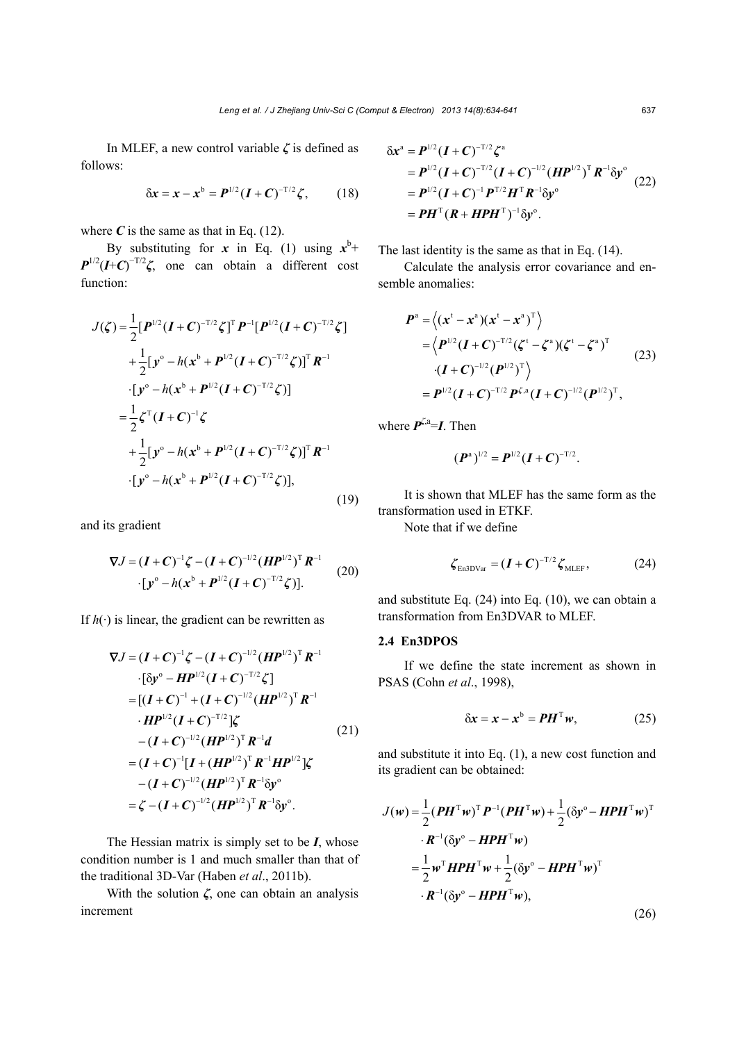In MLEF, a new control variable $\boldsymbol{\zeta}$ is defined as follows:

$$\delta\boldsymbol{x}=\boldsymbol{x}-\boldsymbol{x}^{\mathrm{b}}=\boldsymbol{P}^{1/2}(\boldsymbol{I}+\boldsymbol{C})^{-\mathrm{T}/2}\boldsymbol{\zeta}, \tag{18}$$

where $\boldsymbol{C}$ is the same as that in Eq. (12).

By substituting for $\boldsymbol{x}$ in Eq. (1) using $\boldsymbol{x}^{\mathrm{b}}+\boldsymbol{P}^{1/2}(\boldsymbol{I}+\boldsymbol{C})^{-\mathrm{T}/2}\boldsymbol{\zeta}$, one can obtain a different cost function:

$$\begin{aligned}J(\boldsymbol{\zeta})=&\frac{1}{2}[\boldsymbol{P}^{1/2}(\boldsymbol{I}+\boldsymbol{C})^{-\mathrm{T}/2}\boldsymbol{\zeta}]^{\mathrm{T}}\boldsymbol{P}^{-1}[\boldsymbol{P}^{1/2}(\boldsymbol{I}+\boldsymbol{C})^{-\mathrm{T}/2}\boldsymbol{\zeta}]\\&+\frac{1}{2}[\boldsymbol{y}^{\mathrm{o}}-h(\boldsymbol{x}^{\mathrm{b}}+\boldsymbol{P}^{1/2}(\boldsymbol{I}+\boldsymbol{C})^{-\mathrm{T}/2}\boldsymbol{\zeta})]^{\mathrm{T}}\boldsymbol{R}^{-1}\\&\cdot[\boldsymbol{y}^{\mathrm{o}}-h(\boldsymbol{x}^{\mathrm{b}}+\boldsymbol{P}^{1/2}(\boldsymbol{I}+\boldsymbol{C})^{-\mathrm{T}/2}\boldsymbol{\zeta})]\\=&\frac{1}{2}\boldsymbol{\zeta}^{\mathrm{T}}(\boldsymbol{I}+\boldsymbol{C})^{-1}\boldsymbol{\zeta}\\&+\frac{1}{2}[\boldsymbol{y}^{\mathrm{o}}-h(\boldsymbol{x}^{\mathrm{b}}+\boldsymbol{P}^{1/2}(\boldsymbol{I}+\boldsymbol{C})^{-\mathrm{T}/2}\boldsymbol{\zeta})]^{\mathrm{T}}\boldsymbol{R}^{-1}\\&\cdot[\boldsymbol{y}^{\mathrm{o}}-h(\boldsymbol{x}^{\mathrm{b}}+\boldsymbol{P}^{1/2}(\boldsymbol{I}+\boldsymbol{C})^{-\mathrm{T}/2}\boldsymbol{\zeta})],\end{aligned} \tag{19}$$

and its gradient

$$\begin{aligned}\nabla J=&(\boldsymbol{I}+\boldsymbol{C})^{-1}\boldsymbol{\zeta}-(\boldsymbol{I}+\boldsymbol{C})^{-1/2}(\boldsymbol{H}\boldsymbol{P}^{1/2})^{\mathrm{T}}\boldsymbol{R}^{-1}\\&\cdot[\boldsymbol{y}^{\mathrm{o}}-h(\boldsymbol{x}^{\mathrm{b}}+\boldsymbol{P}^{1/2}(\boldsymbol{I}+\boldsymbol{C})^{-\mathrm{T}/2}\boldsymbol{\zeta})].\end{aligned} \tag{20}$$

If $h(\cdot)$ is linear, the gradient can be rewritten as

$$\begin{aligned}\nabla J=&(\boldsymbol{I}+\boldsymbol{C})^{-1}\boldsymbol{\zeta}-(\boldsymbol{I}+\boldsymbol{C})^{-1/2}(\boldsymbol{H}\boldsymbol{P}^{1/2})^{\mathrm{T}}\boldsymbol{R}^{-1}\\&\cdot[\delta\boldsymbol{y}^{\mathrm{o}}-\boldsymbol{H}\boldsymbol{P}^{1/2}(\boldsymbol{I}+\boldsymbol{C})^{-\mathrm{T}/2}\boldsymbol{\zeta}]\\=&[(\boldsymbol{I}+\boldsymbol{C})^{-1}+(\boldsymbol{I}+\boldsymbol{C})^{-1/2}(\boldsymbol{H}\boldsymbol{P}^{1/2})^{\mathrm{T}}\boldsymbol{R}^{-1}\\&\cdot\boldsymbol{H}\boldsymbol{P}^{1/2}(\boldsymbol{I}+\boldsymbol{C})^{-\mathrm{T}/2}]\boldsymbol{\zeta}\\&-(\boldsymbol{I}+\boldsymbol{C})^{-1/2}(\boldsymbol{H}\boldsymbol{P}^{1/2})^{\mathrm{T}}\boldsymbol{R}^{-1}\boldsymbol{d}\\=&(\boldsymbol{I}+\boldsymbol{C})^{-1}[\boldsymbol{I}+(\boldsymbol{H}\boldsymbol{P}^{1/2})^{\mathrm{T}}\boldsymbol{R}^{-1}\boldsymbol{H}\boldsymbol{P}^{1/2}]\boldsymbol{\zeta}\\&-(\boldsymbol{I}+\boldsymbol{C})^{-1/2}(\boldsymbol{H}\boldsymbol{P}^{1/2})^{\mathrm{T}}\boldsymbol{R}^{-1}\delta\boldsymbol{y}^{\mathrm{o}}\\=&\boldsymbol{\zeta}-(\boldsymbol{I}+\boldsymbol{C})^{-1/2}(\boldsymbol{H}\boldsymbol{P}^{1/2})^{\mathrm{T}}\boldsymbol{R}^{-1}\delta\boldsymbol{y}^{\mathrm{o}}.\end{aligned} \tag{21}$$

The Hessian matrix is simply set to be $\boldsymbol{I}$, whose condition number is 1 and much smaller than that of the traditional 3D-Var (Haben *et al*., 2011b).

With the solution $\boldsymbol{\zeta}$, one can obtain an analysis increment

$$\begin{aligned}\delta\boldsymbol{x}^{\mathrm{a}}&=\boldsymbol{P}^{1/2}(\boldsymbol{I}+\boldsymbol{C})^{-\mathrm{T}/2}\boldsymbol{\zeta}^{\mathrm{a}}\\&=\boldsymbol{P}^{1/2}(\boldsymbol{I}+\boldsymbol{C})^{-\mathrm{T}/2}(\boldsymbol{I}+\boldsymbol{C})^{-1/2}(\boldsymbol{H}\boldsymbol{P}^{1/2})^{\mathrm{T}}\boldsymbol{R}^{-1}\delta\boldsymbol{y}^{\mathrm{o}}\\&=\boldsymbol{P}^{1/2}(\boldsymbol{I}+\boldsymbol{C})^{-1}\boldsymbol{P}^{\mathrm{T}/2}\boldsymbol{H}^{\mathrm{T}}\boldsymbol{R}^{-1}\delta\boldsymbol{y}^{\mathrm{o}}\\&=\boldsymbol{P}\boldsymbol{H}^{\mathrm{T}}(\boldsymbol{R}+\boldsymbol{H}\boldsymbol{P}\boldsymbol{H}^{\mathrm{T}})^{-1}\delta\boldsymbol{y}^{\mathrm{o}}.\end{aligned} \tag{22}$$

The last identity is the same as that in Eq. (14).

Calculate the analysis error covariance and ensemble anomalies:

$$\begin{aligned}\boldsymbol{P}^{\mathrm{a}}&=\left\langle(\boldsymbol{x}^{\mathrm{t}}-\boldsymbol{x}^{\mathrm{a}})(\boldsymbol{x}^{\mathrm{t}}-\boldsymbol{x}^{\mathrm{a}})^{\mathrm{T}}\right\rangle\\&=\left\langle\boldsymbol{P}^{1/2}(\boldsymbol{I}+\boldsymbol{C})^{-\mathrm{T}/2}(\boldsymbol{\zeta}^{\mathrm{t}}-\boldsymbol{\zeta}^{\mathrm{a}})(\boldsymbol{\zeta}^{\mathrm{t}}-\boldsymbol{\zeta}^{\mathrm{a}})^{\mathrm{T}}\right.\\&\quad\left.\cdot(\boldsymbol{I}+\boldsymbol{C})^{-1/2}(\boldsymbol{P}^{1/2})^{\mathrm{T}}\right\rangle\\&=\boldsymbol{P}^{1/2}(\boldsymbol{I}+\boldsymbol{C})^{-\mathrm{T}/2}\boldsymbol{P}^{\zeta,\mathrm{a}}(\boldsymbol{I}+\boldsymbol{C})^{-1/2}(\boldsymbol{P}^{1/2})^{\mathrm{T}},\end{aligned} \tag{23}$$

where $\boldsymbol{P}^{\zeta,\mathrm{a}}=\boldsymbol{I}$. Then

$$(\boldsymbol{P}^{\mathrm{a}})^{1/2}=\boldsymbol{P}^{1/2}(\boldsymbol{I}+\boldsymbol{C})^{-\mathrm{T}/2}.$$

It is shown that MLEF has the same form as the transformation used in ETKF.

Note that if we define

$$\boldsymbol{\zeta}_{\mathrm{En3DVar}}=(\boldsymbol{I}+\boldsymbol{C})^{-\mathrm{T}/2}\boldsymbol{\zeta}_{\mathrm{MLEF}}, \tag{24}$$

and substitute Eq. (24) into Eq. (10), we can obtain a transformation from En3DVAR to MLEF.

### 2.4 En3DPOS

If we define the state increment as shown in PSAS (Cohn *et al*., 1998),

$$\delta\boldsymbol{x}=\boldsymbol{x}-\boldsymbol{x}^{\mathrm{b}}=\boldsymbol{P}\boldsymbol{H}^{\mathrm{T}}\boldsymbol{w}, \tag{25}$$

and substitute it into Eq. (1), a new cost function and its gradient can be obtained:

$$\begin{aligned}J(\boldsymbol{w})=&\frac{1}{2}(\boldsymbol{P}\boldsymbol{H}^{\mathrm{T}}\boldsymbol{w})^{\mathrm{T}}\boldsymbol{P}^{-1}(\boldsymbol{P}\boldsymbol{H}^{\mathrm{T}}\boldsymbol{w})+\frac{1}{2}(\delta\boldsymbol{y}^{\mathrm{o}}-\boldsymbol{H}\boldsymbol{P}\boldsymbol{H}^{\mathrm{T}}\boldsymbol{w})^{\mathrm{T}}\\&\cdot\boldsymbol{R}^{-1}(\delta\boldsymbol{y}^{\mathrm{o}}-\boldsymbol{H}\boldsymbol{P}\boldsymbol{H}^{\mathrm{T}}\boldsymbol{w})\\=&\frac{1}{2}\boldsymbol{w}^{\mathrm{T}}\boldsymbol{H}\boldsymbol{P}\boldsymbol{H}^{\mathrm{T}}\boldsymbol{w}+\frac{1}{2}(\delta\boldsymbol{y}^{\mathrm{o}}-\boldsymbol{H}\boldsymbol{P}\boldsymbol{H}^{\mathrm{T}}\boldsymbol{w})^{\mathrm{T}}\\&\cdot\boldsymbol{R}^{-1}(\delta\boldsymbol{y}^{\mathrm{o}}-\boldsymbol{H}\boldsymbol{P}\boldsymbol{H}^{\mathrm{T}}\boldsymbol{w}),\end{aligned} \tag{26}$$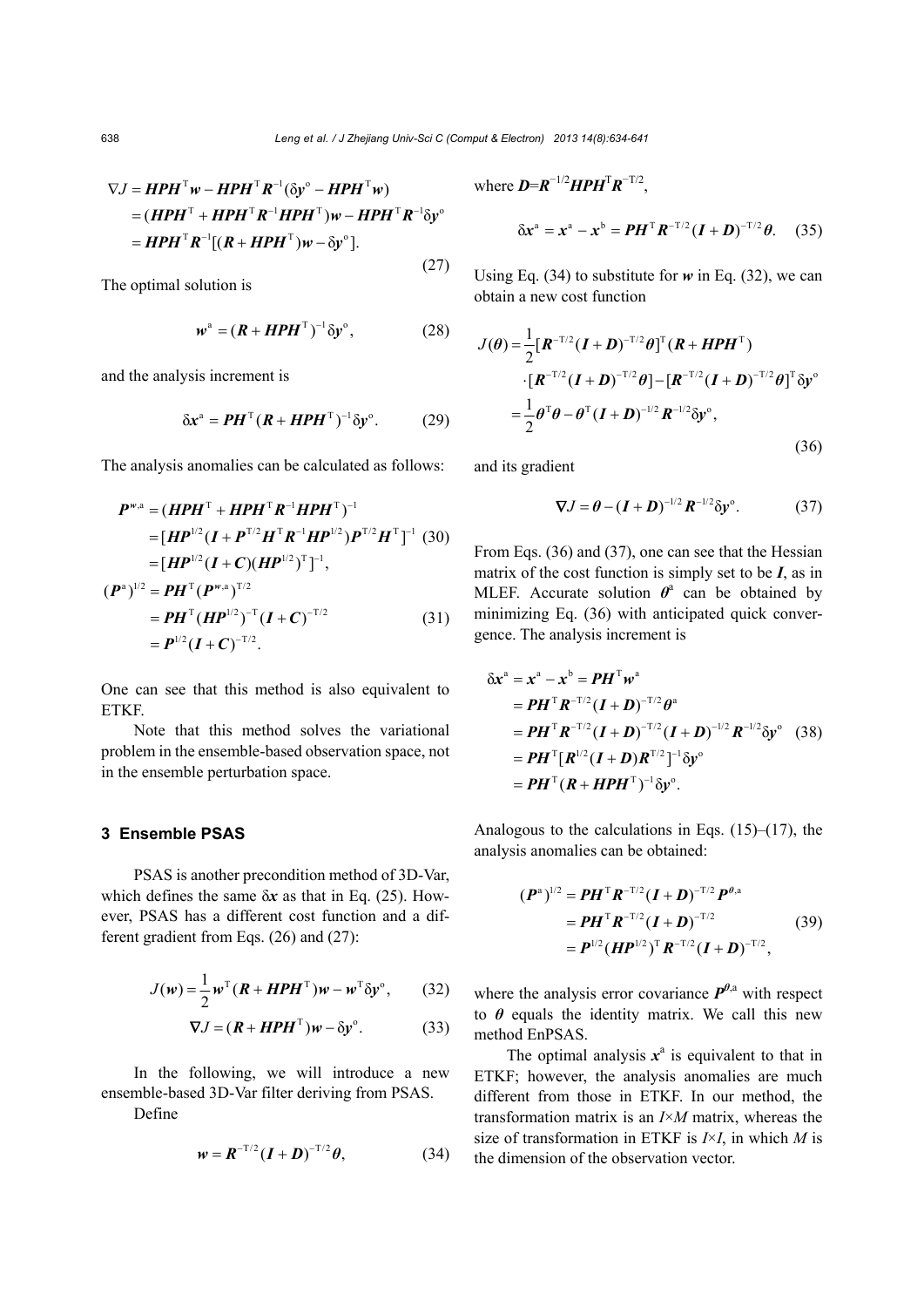$$
\begin{aligned}
\nabla J &= \boldsymbol{HPH}^{\mathrm{T}}\boldsymbol{w} - \boldsymbol{HPH}^{\mathrm{T}}\boldsymbol{R}^{-1}(\delta\boldsymbol{y}^{\mathrm{o}} - \boldsymbol{HPH}^{\mathrm{T}}\boldsymbol{w}) \\
&= (\boldsymbol{HPH}^{\mathrm{T}} + \boldsymbol{HPH}^{\mathrm{T}}\boldsymbol{R}^{-1}\boldsymbol{HPH}^{\mathrm{T}})\boldsymbol{w} - \boldsymbol{HPH}^{\mathrm{T}}\boldsymbol{R}^{-1}\delta\boldsymbol{y}^{\mathrm{o}} \\
&= \boldsymbol{HPH}^{\mathrm{T}}\boldsymbol{R}^{-1}[(\boldsymbol{R} + \boldsymbol{HPH}^{\mathrm{T}})\boldsymbol{w} - \delta\boldsymbol{y}^{\mathrm{o}}].
\end{aligned} \tag{27}
$$

The optimal solution is

$$
\boldsymbol{w}^{\mathrm{a}} = (\boldsymbol{R} + \boldsymbol{HPH}^{\mathrm{T}})^{-1}\delta\boldsymbol{y}^{\mathrm{o}}, \tag{28}
$$

and the analysis increment is

$$
\delta\boldsymbol{x}^{\mathrm{a}} = \boldsymbol{PH}^{\mathrm{T}}(\boldsymbol{R} + \boldsymbol{HPH}^{\mathrm{T}})^{-1}\delta\boldsymbol{y}^{\mathrm{o}}. \tag{29}
$$

The analysis anomalies can be calculated as follows:

$$
\begin{aligned}
\boldsymbol{P}^{w,\mathrm{a}} &= (\boldsymbol{HPH}^{\mathrm{T}} + \boldsymbol{HPH}^{\mathrm{T}}\boldsymbol{R}^{-1}\boldsymbol{HPH}^{\mathrm{T}})^{-1} \\
&= [\boldsymbol{HP}^{1/2}(\boldsymbol{I} + \boldsymbol{P}^{\mathrm{T}/2}\boldsymbol{H}^{\mathrm{T}}\boldsymbol{R}^{-1}\boldsymbol{HP}^{1/2})\boldsymbol{P}^{\mathrm{T}/2}\boldsymbol{H}^{\mathrm{T}}]^{-1} \\
&= [\boldsymbol{HP}^{1/2}(\boldsymbol{I} + \boldsymbol{C})(\boldsymbol{HP}^{1/2})^{\mathrm{T}}]^{-1},
\end{aligned} \tag{30}
$$

$$
\begin{aligned}
(\boldsymbol{P}^{\mathrm{a}})^{1/2} &= \boldsymbol{PH}^{\mathrm{T}}(\boldsymbol{P}^{w,\mathrm{a}})^{\mathrm{T}/2} \\
&= \boldsymbol{PH}^{\mathrm{T}}(\boldsymbol{HP}^{1/2})^{-\mathrm{T}}(\boldsymbol{I} + \boldsymbol{C})^{-\mathrm{T}/2} \\
&= \boldsymbol{P}^{1/2}(\boldsymbol{I} + \boldsymbol{C})^{-\mathrm{T}/2}.
\end{aligned} \tag{31}
$$

One can see that this method is also equivalent to ETKF.

Note that this method solves the variational problem in the ensemble-based observation space, not in the ensemble perturbation space.

## 3 Ensemble PSAS

PSAS is another precondition method of 3D-Var, which defines the same $\delta\boldsymbol{x}$ as that in Eq. (25). However, PSAS has a different cost function and a different gradient from Eqs. (26) and (27):

$$
J(\boldsymbol{w}) = \frac{1}{2}\boldsymbol{w}^{\mathrm{T}}(\boldsymbol{R} + \boldsymbol{HPH}^{\mathrm{T}})\boldsymbol{w} - \boldsymbol{w}^{\mathrm{T}}\delta\boldsymbol{y}^{\mathrm{o}}, \tag{32}
$$

$$
\nabla J = (\boldsymbol{R} + \boldsymbol{HPH}^{\mathrm{T}})\boldsymbol{w} - \delta\boldsymbol{y}^{\mathrm{o}}. \tag{33}
$$

In the following, we will introduce a new ensemble-based 3D-Var filter deriving from PSAS.

Define

$$
\boldsymbol{w} = \boldsymbol{R}^{-\mathrm{T}/2}(\boldsymbol{I} + \boldsymbol{D})^{-\mathrm{T}/2}\boldsymbol{\theta}, \tag{34}
$$

where $\boldsymbol{D}=\boldsymbol{R}^{-1/2}\boldsymbol{HPH}^{\mathrm{T}}\boldsymbol{R}^{-\mathrm{T}/2}$,

$$
\delta\boldsymbol{x}^{\mathrm{a}} = \boldsymbol{x}^{\mathrm{a}} - \boldsymbol{x}^{\mathrm{b}} = \boldsymbol{PH}^{\mathrm{T}}\boldsymbol{R}^{-\mathrm{T}/2}(\boldsymbol{I} + \boldsymbol{D})^{-\mathrm{T}/2}\boldsymbol{\theta}. \tag{35}
$$

Using Eq. (34) to substitute for $\boldsymbol{w}$ in Eq. (32), we can obtain a new cost function

$$
\begin{aligned}
J(\boldsymbol{\theta}) &= \frac{1}{2}[\boldsymbol{R}^{-\mathrm{T}/2}(\boldsymbol{I} + \boldsymbol{D})^{-\mathrm{T}/2}\boldsymbol{\theta}]^{\mathrm{T}}(\boldsymbol{R} + \boldsymbol{HPH}^{\mathrm{T}}) \\
&\quad \cdot [\boldsymbol{R}^{-\mathrm{T}/2}(\boldsymbol{I} + \boldsymbol{D})^{-\mathrm{T}/2}\boldsymbol{\theta}] - [\boldsymbol{R}^{-\mathrm{T}/2}(\boldsymbol{I} + \boldsymbol{D})^{-\mathrm{T}/2}\boldsymbol{\theta}]^{\mathrm{T}}\delta\boldsymbol{y}^{\mathrm{o}} \\
&= \frac{1}{2}\boldsymbol{\theta}^{\mathrm{T}}\boldsymbol{\theta} - \boldsymbol{\theta}^{\mathrm{T}}(\boldsymbol{I} + \boldsymbol{D})^{-1/2}\boldsymbol{R}^{-1/2}\delta\boldsymbol{y}^{\mathrm{o}},
\end{aligned} \tag{36}
$$

and its gradient

$$
\nabla J = \boldsymbol{\theta} - (\boldsymbol{I} + \boldsymbol{D})^{-1/2}\boldsymbol{R}^{-1/2}\delta\boldsymbol{y}^{\mathrm{o}}. \tag{37}
$$

From Eqs. (36) and (37), one can see that the Hessian matrix of the cost function is simply set to be $\boldsymbol{I}$, as in MLEF. Accurate solution $\boldsymbol{\theta}^{\mathrm{a}}$ can be obtained by minimizing Eq. (36) with anticipated quick convergence. The analysis increment is

$$
\begin{aligned}
\delta\boldsymbol{x}^{\mathrm{a}} &= \boldsymbol{x}^{\mathrm{a}} - \boldsymbol{x}^{\mathrm{b}} = \boldsymbol{PH}^{\mathrm{T}}\boldsymbol{w}^{\mathrm{a}} \\
&= \boldsymbol{PH}^{\mathrm{T}}\boldsymbol{R}^{-\mathrm{T}/2}(\boldsymbol{I} + \boldsymbol{D})^{-\mathrm{T}/2}\boldsymbol{\theta}^{\mathrm{a}} \\
&= \boldsymbol{PH}^{\mathrm{T}}\boldsymbol{R}^{-\mathrm{T}/2}(\boldsymbol{I} + \boldsymbol{D})^{-\mathrm{T}/2}(\boldsymbol{I} + \boldsymbol{D})^{-1/2}\boldsymbol{R}^{-1/2}\delta\boldsymbol{y}^{\mathrm{o}} \\
&= \boldsymbol{PH}^{\mathrm{T}}[\boldsymbol{R}^{1/2}(\boldsymbol{I} + \boldsymbol{D})\boldsymbol{R}^{\mathrm{T}/2}]^{-1}\delta\boldsymbol{y}^{\mathrm{o}} \\
&= \boldsymbol{PH}^{\mathrm{T}}(\boldsymbol{R} + \boldsymbol{HPH}^{\mathrm{T}})^{-1}\delta\boldsymbol{y}^{\mathrm{o}}.
\end{aligned} \tag{38}
$$

Analogous to the calculations in Eqs. (15)–(17), the analysis anomalies can be obtained:

$$
\begin{aligned}
(\boldsymbol{P}^{\mathrm{a}})^{1/2} &= \boldsymbol{PH}^{\mathrm{T}}\boldsymbol{R}^{-\mathrm{T}/2}(\boldsymbol{I} + \boldsymbol{D})^{-\mathrm{T}/2}\boldsymbol{P}^{\boldsymbol{\theta},\mathrm{a}} \\
&= \boldsymbol{PH}^{\mathrm{T}}\boldsymbol{R}^{-\mathrm{T}/2}(\boldsymbol{I} + \boldsymbol{D})^{-\mathrm{T}/2} \\
&= \boldsymbol{P}^{1/2}(\boldsymbol{HP}^{1/2})^{\mathrm{T}}\boldsymbol{R}^{-\mathrm{T}/2}(\boldsymbol{I} + \boldsymbol{D})^{-\mathrm{T}/2},
\end{aligned} \tag{39}
$$

where the analysis error covariance $\boldsymbol{P}^{\boldsymbol{\theta},\mathrm{a}}$ with respect to $\boldsymbol{\theta}$ equals the identity matrix. We call this new method EnPSAS.

The optimal analysis $\boldsymbol{x}^{\mathrm{a}}$ is equivalent to that in ETKF; however, the analysis anomalies are much different from those in ETKF. In our method, the transformation matrix is an $I$×$M$ matrix, whereas the size of transformation in ETKF is $I$×$I$, in which $M$ is the dimension of the observation vector.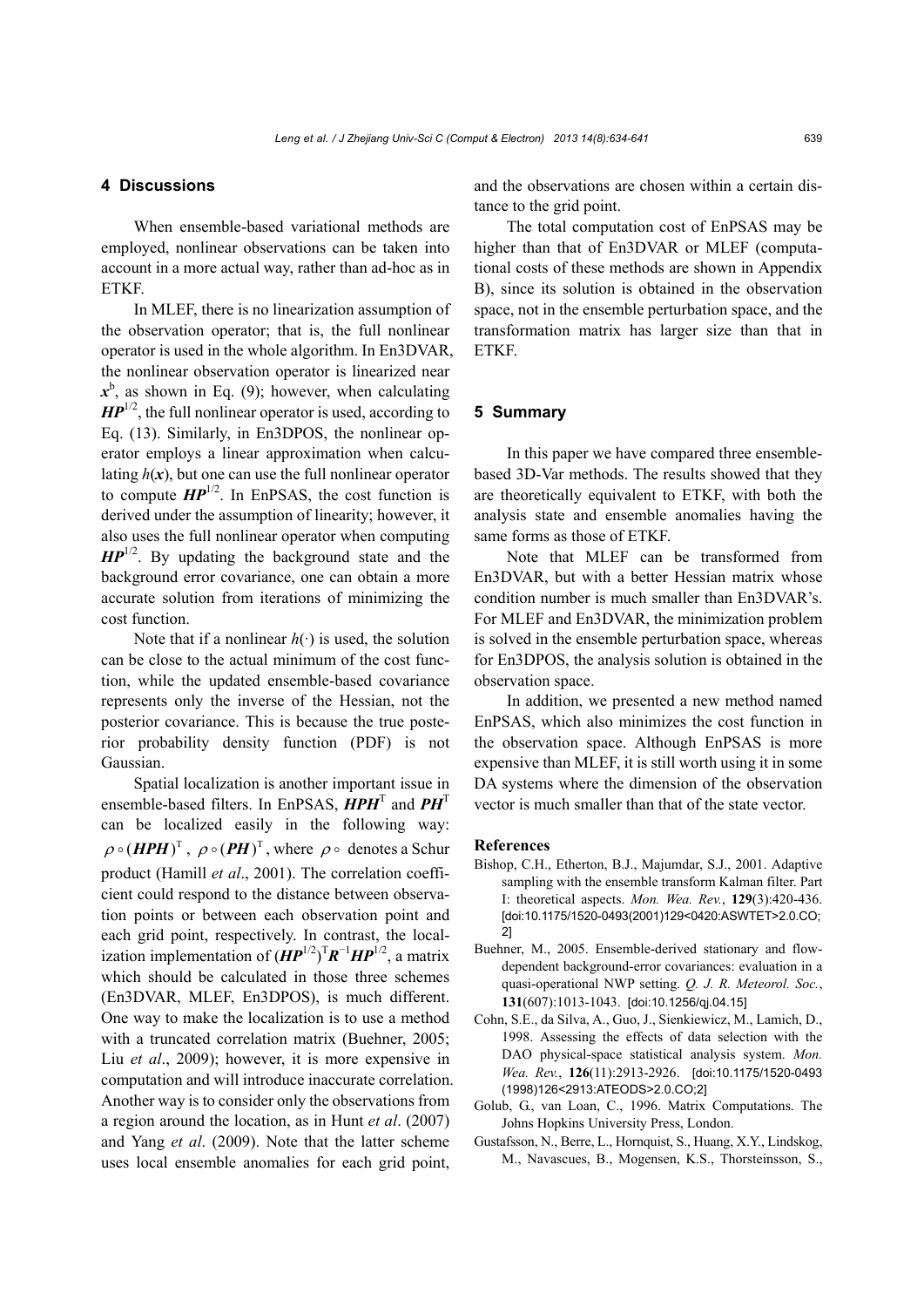## 4 Discussions

When ensemble-based variational methods are employed, nonlinear observations can be taken into account in a more actual way, rather than ad-hoc as in ETKF.

In MLEF, there is no linearization assumption of the observation operator; that is, the full nonlinear operator is used in the whole algorithm. In En3DVAR, the nonlinear observation operator is linearized near $\boldsymbol{x}^{\mathrm{b}}$, as shown in Eq. (9); however, when calculating $\boldsymbol{HP}^{1/2}$, the full nonlinear operator is used, according to Eq. (13). Similarly, in En3DPOS, the nonlinear operator employs a linear approximation when calculating $h(\boldsymbol{x})$, but one can use the full nonlinear operator to compute $\boldsymbol{HP}^{1/2}$. In EnPSAS, the cost function is derived under the assumption of linearity; however, it also uses the full nonlinear operator when computing $\boldsymbol{HP}^{1/2}$. By updating the background state and the background error covariance, one can obtain a more accurate solution from iterations of minimizing the cost function.

Note that if a nonlinear $h(\cdot)$ is used, the solution can be close to the actual minimum of the cost function, while the updated ensemble-based covariance represents only the inverse of the Hessian, not the posterior covariance. This is because the true posterior probability density function (PDF) is not Gaussian.

Spatial localization is another important issue in ensemble-based filters. In EnPSAS, $\boldsymbol{HPH}^{\mathrm{T}}$ and $\boldsymbol{PH}^{\mathrm{T}}$ can be localized easily in the following way: $\rho \circ (\boldsymbol{HPH})^{\mathrm{T}}$, $\rho \circ (\boldsymbol{PH})^{\mathrm{T}}$, where $\rho \circ$ denotes a Schur product (Hamill *et al*., 2001). The correlation coefficient could respond to the distance between observation points or between each observation point and each grid point, respectively. In contrast, the localization implementation of $(\boldsymbol{HP}^{1/2})^{\mathrm{T}}\boldsymbol{R}^{-1}\boldsymbol{HP}^{1/2}$, a matrix which should be calculated in those three schemes (En3DVAR, MLEF, En3DPOS), is much different. One way to make the localization is to use a method with a truncated correlation matrix (Buehner, 2005; Liu *et al*., 2009); however, it is more expensive in computation and will introduce inaccurate correlation. Another way is to consider only the observations from a region around the location, as in Hunt *et al*. (2007) and Yang *et al*. (2009). Note that the latter scheme uses local ensemble anomalies for each grid point, and the observations are chosen within a certain distance to the grid point.

The total computation cost of EnPSAS may be higher than that of En3DVAR or MLEF (computational costs of these methods are shown in Appendix B), since its solution is obtained in the observation space, not in the ensemble perturbation space, and the transformation matrix has larger size than that in ETKF.

## 5 Summary

In this paper we have compared three ensemble-based 3D-Var methods. The results showed that they are theoretically equivalent to ETKF, with both the analysis state and ensemble anomalies having the same forms as those of ETKF.

Note that MLEF can be transformed from En3DVAR, but with a better Hessian matrix whose condition number is much smaller than En3DVAR's. For MLEF and En3DVAR, the minimization problem is solved in the ensemble perturbation space, whereas for En3DPOS, the analysis solution is obtained in the observation space.

In addition, we presented a new method named EnPSAS, which also minimizes the cost function in the observation space. Although EnPSAS is more expensive than MLEF, it is still worth using it in some DA systems where the dimension of the observation vector is much smaller than that of the state vector.

### References

Bishop, C.H., Etherton, B.J., Majumdar, S.J., 2001. Adaptive sampling with the ensemble transform Kalman filter. Part I: theoretical aspects. *Mon. Wea. Rev.*, **129**(3):420-436. [doi:10.1175/1520-0493(2001)129<0420:ASWTET>2.0.CO;2]

Buehner, M., 2005. Ensemble-derived stationary and flow-dependent background-error covariances: evaluation in a quasi-operational NWP setting. *Q. J. R. Meteorol. Soc.*, **131**(607):1013-1043. [doi:10.1256/qj.04.15]

Cohn, S.E., da Silva, A., Guo, J., Sienkiewicz, M., Lamich, D., 1998. Assessing the effects of data selection with the DAO physical-space statistical analysis system. *Mon. Wea. Rev.*, **126**(11):2913-2926. [doi:10.1175/1520-0493(1998)126<2913:ATEODS>2.0.CO;2]

Golub, G., van Loan, C., 1996. Matrix Computations. The Johns Hopkins University Press, London.

Gustafsson, N., Berre, L., Hornquist, S., Huang, X.Y., Lindskog, M., Navascues, B., Mogensen, K.S., Thorsteinsson, S.,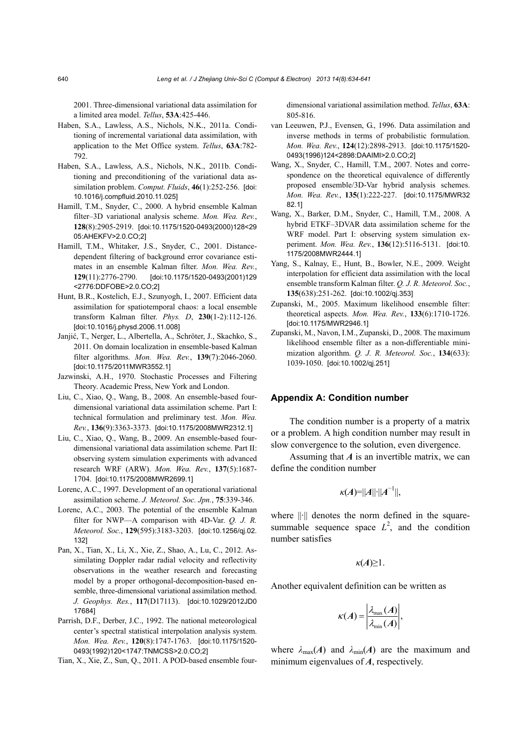2001. Three-dimensional variational data assimilation for a limited area model. *Tellus*, **53A**:425-446.

Haben, S.A., Lawless, A.S., Nichols, N.K., 2011a. Conditioning of incremental variational data assimilation, with application to the Met Office system. *Tellus*, **63A**:782-792.

Haben, S.A., Lawless, A.S., Nichols, N.K., 2011b. Conditioning and preconditioning of the variational data assimilation problem. *Comput. Fluids*, **46**(1):252-256. [doi:10.1016/j.compfluid.2010.11.025]

Hamill, T.M., Snyder, C., 2000. A hybrid ensemble Kalman filter–3D variational analysis scheme. *Mon. Wea. Rev.*, **128**(8):2905-2919. [doi:10.1175/1520-0493(2000)128<2905:AHEKFV>2.0.CO;2]

Hamill, T.M., Whitaker, J.S., Snyder, C., 2001. Distance-dependent filtering of background error covariance estimates in an ensemble Kalman filter. *Mon. Wea. Rev.*, **129**(11):2776-2790. [doi:10.1175/1520-0493(2001)129<2776:DDFOBE>2.0.CO;2]

Hunt, B.R., Kostelich, E.J., Szunyogh, I., 2007. Efficient data assimilation for spatiotemporal chaos: a local ensemble transform Kalman filter. *Phys. D*, **230**(1-2):112-126. [doi:10.1016/j.physd.2006.11.008]

Janjić, T., Nerger, L., Albertella, A., Schröter, J., Skachko, S., 2011. On domain localization in ensemble-based Kalman filter algorithms. *Mon. Wea. Rev.*, **139**(7):2046-2060. [doi:10.1175/2011MWR3552.1]

Jazwinski, A.H., 1970. Stochastic Processes and Filtering Theory. Academic Press, New York and London.

Liu, C., Xiao, Q., Wang, B., 2008. An ensemble-based four-dimensional variational data assimilation scheme. Part I: technical formulation and preliminary test. *Mon. Wea. Rev.*, **136**(9):3363-3373. [doi:10.1175/2008MWR2312.1]

Liu, C., Xiao, Q., Wang, B., 2009. An ensemble-based four-dimensional variational data assimilation scheme. Part II: observing system simulation experiments with advanced research WRF (ARW). *Mon. Wea. Rev.*, **137**(5):1687-1704. [doi:10.1175/2008MWR2699.1]

Lorenc, A.C., 1997. Development of an operational variational assimilation scheme. *J. Meteorol. Soc. Jpn.*, **75**:339-346.

Lorenc, A.C., 2003. The potential of the ensemble Kalman filter for NWP—A comparison with 4D-Var. *Q. J. R. Meteorol. Soc.*, **129**(595):3183-3203. [doi:10.1256/qj.02.132]

Pan, X., Tian, X., Li, X., Xie, Z., Shao, A., Lu, C., 2012. Assimilating Doppler radar radial velocity and reflectivity observations in the weather research and forecasting model by a proper orthogonal-decomposition-based ensemble, three-dimensional variational assimilation method. *J. Geophys. Res.*, **117**(D17113). [doi:10.1029/2012JD017684]

Parrish, D.F., Derber, J.C., 1992. The national meteorological center's spectral statistical interpolation analysis system. *Mon. Wea. Rev.*, **120**(8):1747-1763. [doi:10.1175/1520-0493(1992)120<1747:TNMCSS>2.0.CO;2]

Tian, X., Xie, Z., Sun, Q., 2011. A POD-based ensemble four-dimensional variational assimilation method. *Tellus*, **63A**: 805-816.

van Leeuwen, P.J., Evensen, G., 1996. Data assimilation and inverse methods in terms of probabilistic formulation. *Mon. Wea. Rev.*, **124**(12):2898-2913. [doi:10.1175/1520-0493(1996)124<2898:DAAIMI>2.0.CO;2]

Wang, X., Snyder, C., Hamill, T.M., 2007. Notes and correspondence on the theoretical equivalence of differently proposed ensemble/3D-Var hybrid analysis schemes. *Mon. Wea. Rev.*, **135**(1):222-227. [doi:10.1175/MWR3282.1]

Wang, X., Barker, D.M., Snyder, C., Hamill, T.M., 2008. A hybrid ETKF–3DVAR data assimilation scheme for the WRF model. Part I: observing system simulation experiment. *Mon. Wea. Rev.*, **136**(12):5116-5131. [doi:10.1175/2008MWR2444.1]

Yang, S., Kalnay, E., Hunt, B., Bowler, N.E., 2009. Weight interpolation for efficient data assimilation with the local ensemble transform Kalman filter. *Q. J. R. Meteorol. Soc.*, **135**(638):251-262. [doi:10.1002/qj.353]

Zupanski, M., 2005. Maximum likelihood ensemble filter: theoretical aspects. *Mon. Wea. Rev.*, **133**(6):1710-1726. [doi:10.1175/MWR2946.1]

Zupanski, M., Navon, I.M., Zupanski, D., 2008. The maximum likelihood ensemble filter as a non-differentiable minimization algorithm. *Q. J. R. Meteorol. Soc.*, **134**(633): 1039-1050. [doi:10.1002/qj.251]

## Appendix A: Condition number

The condition number is a property of a matrix or a problem. A high condition number may result in slow convergence to the solution, even divergence.

Assuming that $\boldsymbol{A}$ is an invertible matrix, we can define the condition number

$$\kappa(\boldsymbol{A})=||\boldsymbol{A}||\cdot||\boldsymbol{A}^{-1}||,$$

where $||\cdot||$ denotes the norm defined in the square-summable sequence space $L^2$, and the condition number satisfies

$$\kappa(\boldsymbol{A})\geq 1.$$

Another equivalent definition can be written as

$$\kappa(\boldsymbol{A})=\left|\frac{\lambda_{\max}(\boldsymbol{A})}{\lambda_{\min}(\boldsymbol{A})}\right|,$$

where $\lambda_{\max}(\boldsymbol{A})$ and $\lambda_{\min}(\boldsymbol{A})$ are the maximum and minimum eigenvalues of $\boldsymbol{A}$, respectively.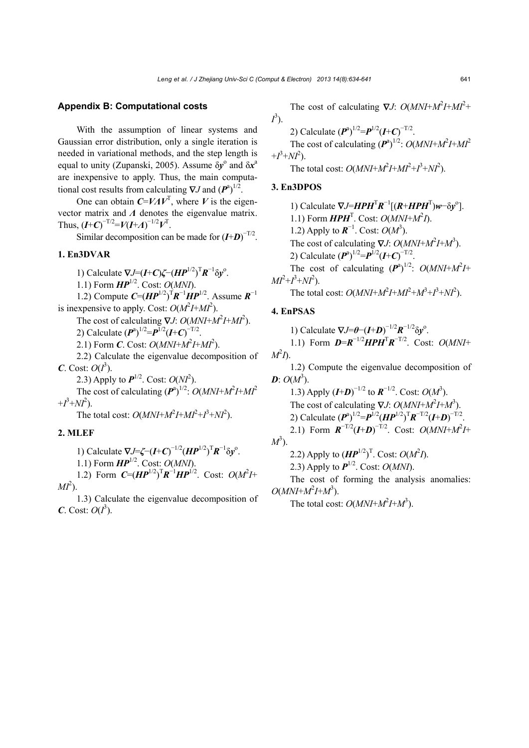## Appendix B: Computational costs

With the assumption of linear systems and Gaussian error distribution, only a single iteration is needed in variational methods, and the step length is equal to unity (Zupanski, 2005). Assume $\delta\boldsymbol{y}^{\text{o}}$ and $\delta\boldsymbol{x}^{\text{a}}$ are inexpensive to apply. Thus, the main computational cost results from calculating $\nabla J$ and $(\boldsymbol{P}^{\text{a}})^{1/2}$.

One can obtain $\boldsymbol{C}=\boldsymbol{V}\boldsymbol{\Lambda}\boldsymbol{V}^{\text{T}}$, where $\boldsymbol{V}$ is the eigenvector matrix and $\boldsymbol{\Lambda}$ denotes the eigenvalue matrix. Thus, $(\boldsymbol{I}+\boldsymbol{C})^{-\text{T}/2}=\boldsymbol{V}(\boldsymbol{I}+\boldsymbol{\Lambda})^{-1/2}\boldsymbol{V}^{\text{T}}$.

Similar decomposition can be made for $(\boldsymbol{I}+\boldsymbol{D})^{-\text{T}/2}$.

### 1. En3DVAR

1) Calculate $\nabla J=(\boldsymbol{I}+\boldsymbol{C})\boldsymbol{\zeta}-(\boldsymbol{H}\boldsymbol{P}^{1/2})^{\text{T}}\boldsymbol{R}^{-1}\delta\boldsymbol{y}^{\text{o}}$.

1.1) Form $\boldsymbol{H}\boldsymbol{P}^{1/2}$. Cost: $O(MNI)$.

1.2) Compute $\boldsymbol{C}=(\boldsymbol{H}\boldsymbol{P}^{1/2})^{\text{T}}\boldsymbol{R}^{-1}\boldsymbol{H}\boldsymbol{P}^{1/2}$. Assume $\boldsymbol{R}^{-1}$ is inexpensive to apply. Cost: $O(M^2I+MI^2)$.

The cost of calculating $\nabla J$: $O(MNI+M^2I+MI^2)$.

2) Calculate $(\boldsymbol{P}^{\text{a}})^{1/2}=\boldsymbol{P}^{1/2}(\boldsymbol{I}+\boldsymbol{C})^{-\text{T}/2}$.

2.1) Form $\boldsymbol{C}$. Cost: $O(MNI+M^2I+MI^2)$.

2.2) Calculate the eigenvalue decomposition of $\boldsymbol{C}$. Cost: $O(I^3)$.

2.3) Apply to $\boldsymbol{P}^{1/2}$. Cost: $O(NI^2)$.

The cost of calculating $(\boldsymbol{P}^{\text{a}})^{1/2}$: $O(MNI+M^2I+MI^2+I^3+NI^2)$.

The total cost: $O(MNI+M^2I+MI^2+I^3+NI^2)$.

### 2. MLEF

1) Calculate $\nabla J=\boldsymbol{\zeta}-(\boldsymbol{I}+\boldsymbol{C})^{-1/2}(\boldsymbol{H}\boldsymbol{P}^{1/2})^{\text{T}}\boldsymbol{R}^{-1}\delta\boldsymbol{y}^{\text{o}}$.

1.1) Form $\boldsymbol{H}\boldsymbol{P}^{1/2}$. Cost: $O(MNI)$.

1.2) Form $\boldsymbol{C}=(\boldsymbol{H}\boldsymbol{P}^{1/2})^{\text{T}}\boldsymbol{R}^{-1}\boldsymbol{H}\boldsymbol{P}^{1/2}$. Cost: $O(M^2I+MI^2)$.

1.3) Calculate the eigenvalue decomposition of $\boldsymbol{C}$. Cost: $O(I^3)$.

The cost of calculating $\nabla J$: $O(MNI+M^2I+MI^2+I^3)$.

2) Calculate $(\boldsymbol{P}^{\text{a}})^{1/2}=\boldsymbol{P}^{1/2}(\boldsymbol{I}+\boldsymbol{C})^{-\text{T}/2}$.

The cost of calculating $(\boldsymbol{P}^{\text{a}})^{1/2}$: $O(MNI+M^2I+MI^2+I^3+NI^2)$.

The total cost: $O(MNI+M^2I+MI^2+I^3+NI^2)$.

### 3. En3DPOS

1) Calculate $\nabla J=\boldsymbol{H}\boldsymbol{P}\boldsymbol{H}^{\text{T}}\boldsymbol{R}^{-1}[(\boldsymbol{R}+\boldsymbol{H}\boldsymbol{P}\boldsymbol{H}^{\text{T}})\boldsymbol{w}-\delta\boldsymbol{y}^{\text{o}}]$.

1.1) Form $\boldsymbol{H}\boldsymbol{P}\boldsymbol{H}^{\text{T}}$. Cost: $O(MNI+M^2I)$.

1.2) Apply to $\boldsymbol{R}^{-1}$. Cost: $O(M^3)$.

The cost of calculating $\nabla J$: $O(MNI+M^2I+M^3)$.

2) Calculate $(\boldsymbol{P}^{\text{a}})^{1/2}=\boldsymbol{P}^{1/2}(\boldsymbol{I}+\boldsymbol{C})^{-\text{T}/2}$.

The cost of calculating $(\boldsymbol{P}^{\text{a}})^{1/2}$: $O(MNI+M^2I+MI^2+I^3+NI^2)$.

The total cost: $O(MNI+M^2I+MI^2+M^3+I^3+NI^2)$.

### 4. EnPSAS

1) Calculate $\nabla J=\boldsymbol{\theta}-(\boldsymbol{I}+\boldsymbol{D})^{-1/2}\boldsymbol{R}^{-1/2}\delta\boldsymbol{y}^{\text{o}}$.

1.1) Form $\boldsymbol{D}=\boldsymbol{R}^{-1/2}\boldsymbol{H}\boldsymbol{P}\boldsymbol{H}^{\text{T}}\boldsymbol{R}^{-\text{T}/2}$. Cost: $O(MNI+M^2I)$.

1.2) Compute the eigenvalue decomposition of $\boldsymbol{D}$: $O(M^3)$.

1.3) Apply $(\boldsymbol{I}+\boldsymbol{D})^{-1/2}$ to $\boldsymbol{R}^{-1/2}$. Cost: $O(M^3)$.

The cost of calculating $\nabla J$: $O(MNI+M^2I+M^3)$.

2) Calculate $(\boldsymbol{P}^{\text{a}})^{1/2}=\boldsymbol{P}^{1/2}(\boldsymbol{H}\boldsymbol{P}^{1/2})^{\text{T}}\boldsymbol{R}^{-\text{T}/2}(\boldsymbol{I}+\boldsymbol{D})^{-\text{T}/2}$.

2.1) Form $\boldsymbol{R}^{-\text{T}/2}(\boldsymbol{I}+\boldsymbol{D})^{-\text{T}/2}$. Cost: $O(MNI+M^2I+M^3)$.

2.2) Apply to $(\boldsymbol{H}\boldsymbol{P}^{1/2})^{\text{T}}$. Cost: $O(M^2I)$.

2.3) Apply to $\boldsymbol{P}^{1/2}$. Cost: $O(MNI)$.

The cost of forming the analysis anomalies: $O(MNI+M^2I+M^3)$.

The total cost: $O(MNI+M^2I+M^3)$.